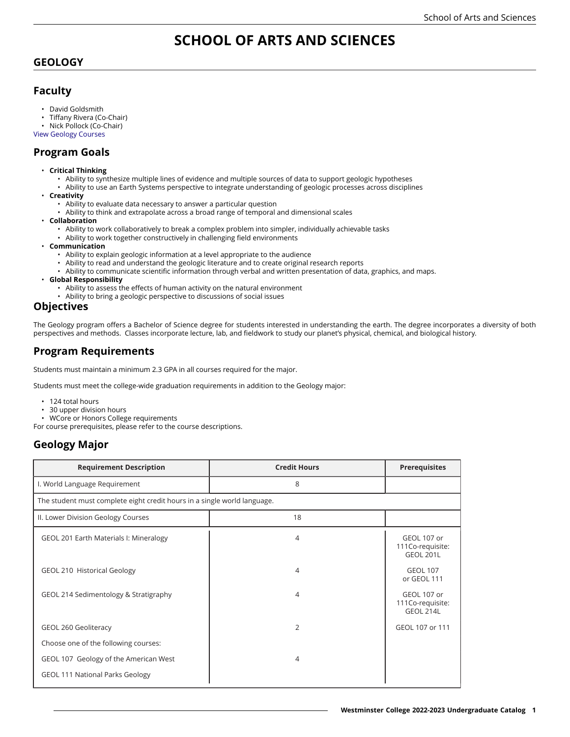# SCHOOL OF ARTS AND SCIENCES

## GEOLOGY

## Faculty

- David Goldsmith
- Tiffany Rivera (Co-Chair)
- Nick Pollock (Co-Chair)

View Geology Courses

## Program Goals

- **Critical Thinking**
  - Ability to synthesize multiple lines of evidence and multiple sources of data to support geologic hypotheses
  - Ability to use an Earth Systems perspective to integrate understanding of geologic processes across disciplines
- **Creativity**
  - Ability to evaluate data necessary to answer a particular question
  - Ability to think and extrapolate across a broad range of temporal and dimensional scales
- **Collaboration**
  - Ability to work collaboratively to break a complex problem into simpler, individually achievable tasks
  - Ability to work together constructively in challenging field environments
- **Communication**
  - Ability to explain geologic information at a level appropriate to the audience
  - Ability to read and understand the geologic literature and to create original research reports
  - Ability to communicate scientific information through verbal and written presentation of data, graphics, and maps.
- **Global Responsibility**
  - Ability to assess the effects of human activity on the natural environment
  - Ability to bring a geologic perspective to discussions of social issues

## Objectives

The Geology program offers a Bachelor of Science degree for students interested in understanding the earth. The degree incorporates a diversity of both perspectives and methods. Classes incorporate lecture, lab, and fieldwork to study our planet's physical, chemical, and biological history.

## Program Requirements

Students must maintain a minimum 2.3 GPA in all courses required for the major.

Students must meet the college-wide graduation requirements in addition to the Geology major:

- 124 total hours
- 30 upper division hours
- WCore or Honors College requirements

For course prerequisites, please refer to the course descriptions.

## Geology Major

| Requirement Description | Credit Hours | Prerequisites |
|---|---|---|
| I. World Language Requirement | 8 | |
| The student must complete eight credit hours in a single world language. | | |
| II. Lower Division Geology Courses | 18 | |
| GEOL 201 Earth Materials I: Mineralogy | 4 | GEOL 107 or 111Co-requisite: GEOL 201L |
| GEOL 210 Historical Geology | 4 | GEOL 107 or GEOL 111 |
| GEOL 214 Sedimentology & Stratigraphy | 4 | GEOL 107 or 111Co-requisite: GEOL 214L |
| GEOL 260 Geoliteracy | 2 | GEOL 107 or 111 |
| Choose one of the following courses: | | |
| GEOL 107 Geology of the American West | 4 | |
| GEOL 111 National Parks Geology | | |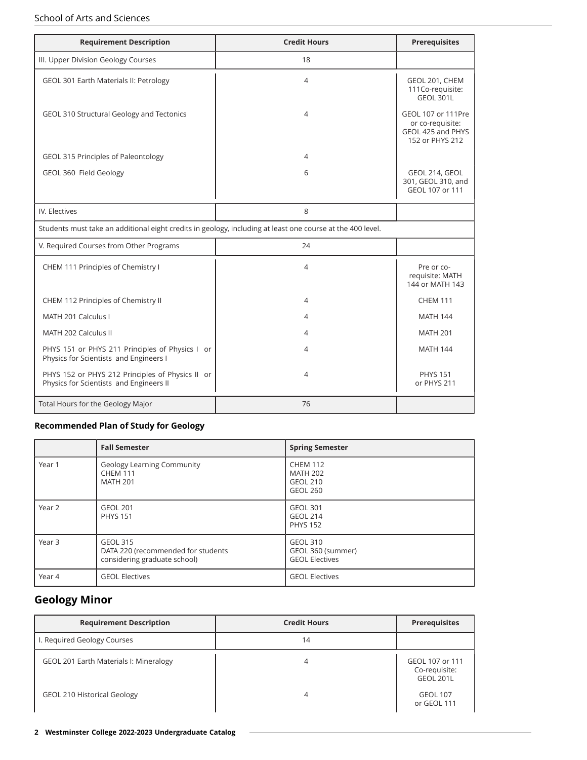| Requirement Description | Credit Hours | Prerequisites |
|---|---|---|
| III. Upper Division Geology Courses | 18 | |
| GEOL 301 Earth Materials II: Petrology | 4 | GEOL 201, CHEM 111Co-requisite: GEOL 301L |
| GEOL 310 Structural Geology and Tectonics | 4 | GEOL 107 or 111Pre or co-requisite: GEOL 425 and PHYS 152 or PHYS 212 |
| GEOL 315 Principles of Paleontology | 4 | |
| GEOL 360 Field Geology | 6 | GEOL 214, GEOL 301, GEOL 310, and GEOL 107 or 111 |
| IV. Electives | 8 | |
| Students must take an additional eight credits in geology, including at least one course at the 400 level. | | |
| V. Required Courses from Other Programs | 24 | |
| CHEM 111 Principles of Chemistry I | 4 | Pre or co-requisite: MATH 144 or MATH 143 |
| CHEM 112 Principles of Chemistry II | 4 | CHEM 111 |
| MATH 201 Calculus I | 4 | MATH 144 |
| MATH 202 Calculus II | 4 | MATH 201 |
| PHYS 151 or PHYS 211 Principles of Physics I or Physics for Scientists and Engineers I | 4 | MATH 144 |
| PHYS 152 or PHYS 212 Principles of Physics II or Physics for Scientists and Engineers II | 4 | PHYS 151 or PHYS 211 |
| Total Hours for the Geology Major | 76 | |

**Recommended Plan of Study for Geology**

| | Fall Semester | Spring Semester |
|---|---|---|
| Year 1 | Geology Learning Community<br>CHEM 111<br>MATH 201 | CHEM 112<br>MATH 202<br>GEOL 210<br>GEOL 260 |
| Year 2 | GEOL 201<br>PHYS 151 | GEOL 301<br>GEOL 214<br>PHYS 152 |
| Year 3 | GEOL 315<br>DATA 220 (recommended for students considering graduate school) | GEOL 310<br>GEOL 360 (summer)<br>GEOL Electives |
| Year 4 | GEOL Electives | GEOL Electives |

## Geology Minor

| Requirement Description | Credit Hours | Prerequisites |
|---|---|---|
| I. Required Geology Courses | 14 | |
| GEOL 201 Earth Materials I: Mineralogy | 4 | GEOL 107 or 111 Co-requisite: GEOL 201L |
| GEOL 210 Historical Geology | 4 | GEOL 107 or GEOL 111 |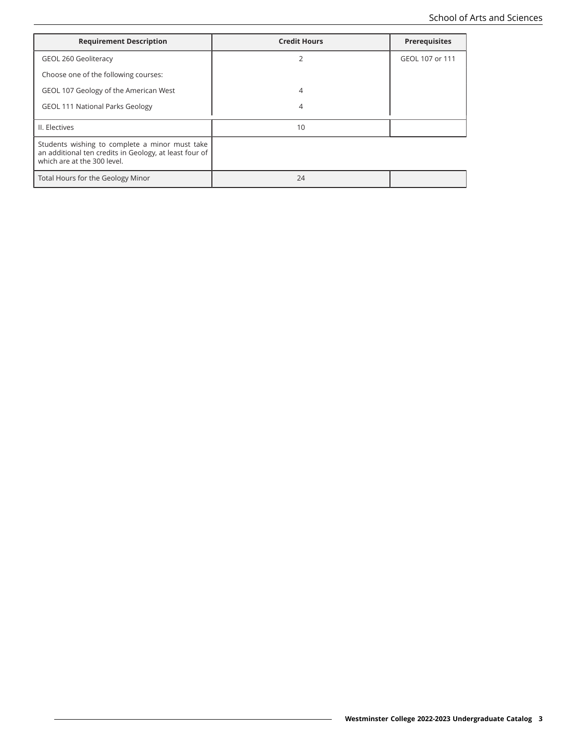| Requirement Description | Credit Hours | Prerequisites |
|---|---|---|
| GEOL 260 Geoliteracy | 2 | GEOL 107 or 111 |
| Choose one of the following courses: | | |
| GEOL 107 Geology of the American West | 4 | |
| GEOL 111 National Parks Geology | 4 | |
| II. Electives | 10 | |
| Students wishing to complete a minor must take an additional ten credits in Geology, at least four of which are at the 300 level. | | |
| Total Hours for the Geology Minor | 24 | |